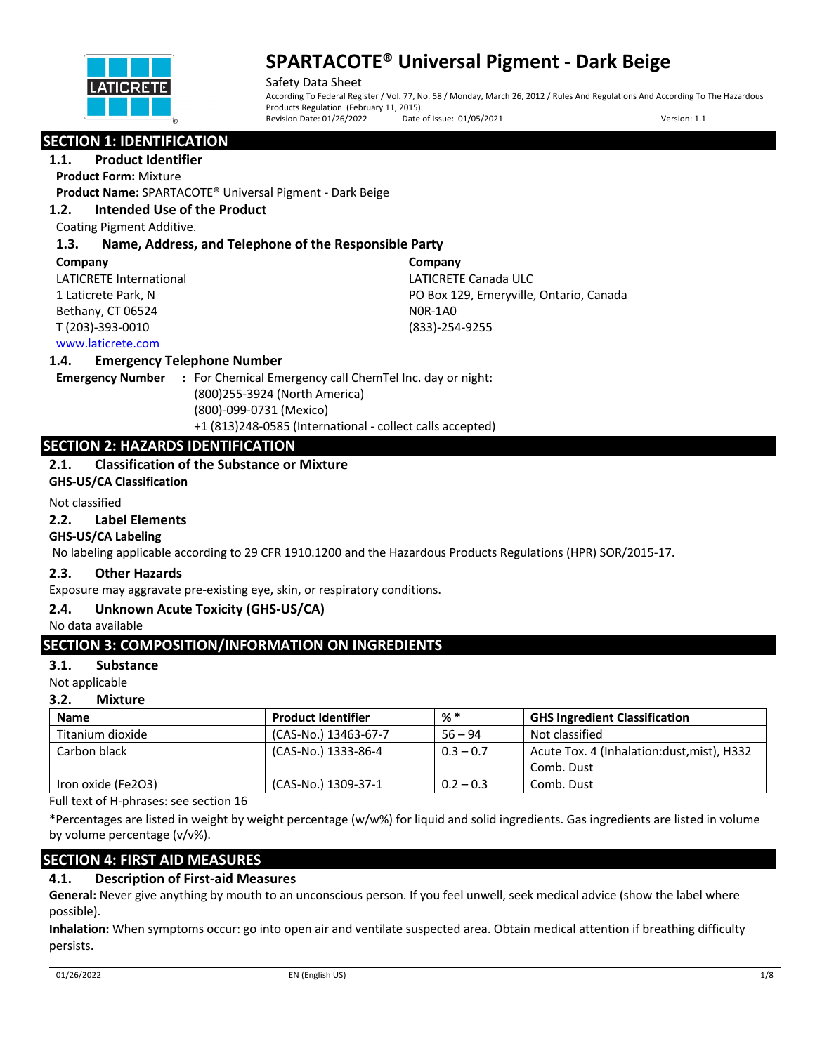# SPARTACOTE® Universal Pigment - Dark Beige

Safety Data Sheet

According To Federal Register / Vol. 77, No. 58 / Monday, March 26, 2012 / Rules And Regulations And According To The Hazardous Products Regulation (February 11, 2015).

Revision Date: 01/26/2022 Date of Issue: 01/05/2021 Version: 1.1

## SECTION 1: IDENTIFICATION

### 1.1. Product Identifier

**Product Form:** Mixture

**Product Name:** SPARTACOTE® Universal Pigment - Dark Beige

### 1.2. Intended Use of the Product

Coating Pigment Additive.

### 1.3. Name, Address, and Telephone of the Responsible Party

**Company**
LATICRETE International
1 Laticrete Park, N
Bethany, CT 06524
T (203)-393-0010
www.laticrete.com

**Company**
LATICRETE Canada ULC
PO Box 129, Emeryville, Ontario, Canada
N0R-1A0
(833)-254-9255

### 1.4. Emergency Telephone Number

**Emergency Number** : For Chemical Emergency call ChemTel Inc. day or night:
(800)255-3924 (North America)
(800)-099-0731 (Mexico)
+1 (813)248-0585 (International - collect calls accepted)

## SECTION 2: HAZARDS IDENTIFICATION

### 2.1. Classification of the Substance or Mixture

**GHS-US/CA Classification**

Not classified

### 2.2. Label Elements

**GHS-US/CA Labeling**

No labeling applicable according to 29 CFR 1910.1200 and the Hazardous Products Regulations (HPR) SOR/2015-17.

### 2.3. Other Hazards

Exposure may aggravate pre-existing eye, skin, or respiratory conditions.

### 2.4. Unknown Acute Toxicity (GHS-US/CA)

No data available

## SECTION 3: COMPOSITION/INFORMATION ON INGREDIENTS

### 3.1. Substance

Not applicable

### 3.2. Mixture

| Name | Product Identifier | % * | GHS Ingredient Classification |
|---|---|---|---|
| Titanium dioxide | (CAS-No.) 13463-67-7 | 56 – 94 | Not classified |
| Carbon black | (CAS-No.) 1333-86-4 | 0.3 – 0.7 | Acute Tox. 4 (Inhalation:dust,mist), H332 Comb. Dust |
| Iron oxide ($Fe_2O_3$) | (CAS-No.) 1309-37-1 | 0.2 – 0.3 | Comb. Dust |

Full text of H-phrases: see section 16

*Percentages are listed in weight by weight percentage (w/w%) for liquid and solid ingredients. Gas ingredients are listed in volume by volume percentage (v/v%).

## SECTION 4: FIRST AID MEASURES

### 4.1. Description of First-aid Measures

**General:** Never give anything by mouth to an unconscious person. If you feel unwell, seek medical advice (show the label where possible).

**Inhalation:** When symptoms occur: go into open air and ventilate suspected area. Obtain medical attention if breathing difficulty persists.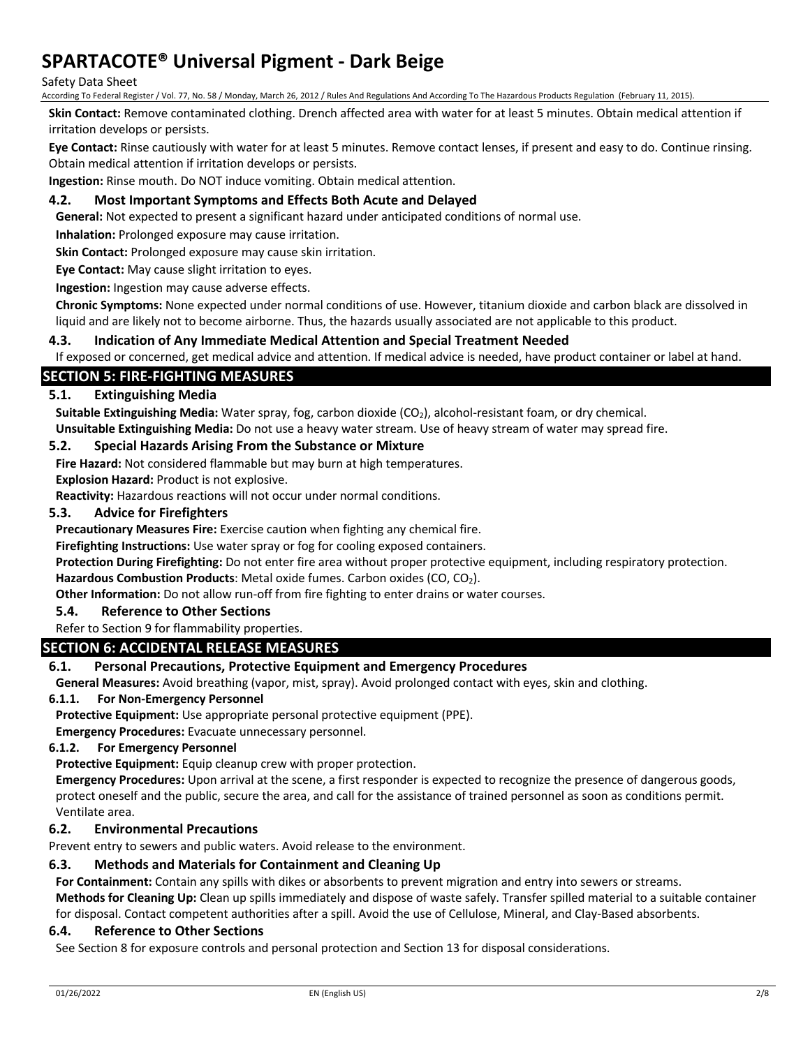**Skin Contact:** Remove contaminated clothing. Drench affected area with water for at least 5 minutes. Obtain medical attention if irritation develops or persists.

**Eye Contact:** Rinse cautiously with water for at least 5 minutes. Remove contact lenses, if present and easy to do. Continue rinsing. Obtain medical attention if irritation develops or persists.

**Ingestion:** Rinse mouth. Do NOT induce vomiting. Obtain medical attention.

### 4.2. Most Important Symptoms and Effects Both Acute and Delayed

**General:** Not expected to present a significant hazard under anticipated conditions of normal use.

**Inhalation:** Prolonged exposure may cause irritation.

**Skin Contact:** Prolonged exposure may cause skin irritation.

**Eye Contact:** May cause slight irritation to eyes.

**Ingestion:** Ingestion may cause adverse effects.

**Chronic Symptoms:** None expected under normal conditions of use. However, titanium dioxide and carbon black are dissolved in liquid and are likely not to become airborne. Thus, the hazards usually associated are not applicable to this product.

### 4.3. Indication of Any Immediate Medical Attention and Special Treatment Needed

If exposed or concerned, get medical advice and attention. If medical advice is needed, have product container or label at hand.

## SECTION 5: FIRE-FIGHTING MEASURES

### 5.1. Extinguishing Media

**Suitable Extinguishing Media:** Water spray, fog, carbon dioxide ($CO_2$), alcohol-resistant foam, or dry chemical.

**Unsuitable Extinguishing Media:** Do not use a heavy water stream. Use of heavy stream of water may spread fire.

### 5.2. Special Hazards Arising From the Substance or Mixture

**Fire Hazard:** Not considered flammable but may burn at high temperatures.

**Explosion Hazard:** Product is not explosive.

**Reactivity:** Hazardous reactions will not occur under normal conditions.

### 5.3. Advice for Firefighters

**Precautionary Measures Fire:** Exercise caution when fighting any chemical fire.

**Firefighting Instructions:** Use water spray or fog for cooling exposed containers.

**Protection During Firefighting:** Do not enter fire area without proper protective equipment, including respiratory protection.

**Hazardous Combustion Products**: Metal oxide fumes. Carbon oxides ($CO$, $CO_2$).

**Other Information:** Do not allow run-off from fire fighting to enter drains or water courses.

### 5.4. Reference to Other Sections

Refer to Section 9 for flammability properties.

## SECTION 6: ACCIDENTAL RELEASE MEASURES

### 6.1. Personal Precautions, Protective Equipment and Emergency Procedures

**General Measures:** Avoid breathing (vapor, mist, spray). Avoid prolonged contact with eyes, skin and clothing.

#### 6.1.1. For Non-Emergency Personnel

**Protective Equipment:** Use appropriate personal protective equipment (PPE).

**Emergency Procedures:** Evacuate unnecessary personnel.

#### 6.1.2. For Emergency Personnel

**Protective Equipment:** Equip cleanup crew with proper protection.

**Emergency Procedures:** Upon arrival at the scene, a first responder is expected to recognize the presence of dangerous goods, protect oneself and the public, secure the area, and call for the assistance of trained personnel as soon as conditions permit. Ventilate area.

### 6.2. Environmental Precautions

Prevent entry to sewers and public waters. Avoid release to the environment.

### 6.3. Methods and Materials for Containment and Cleaning Up

**For Containment:** Contain any spills with dikes or absorbents to prevent migration and entry into sewers or streams.

**Methods for Cleaning Up:** Clean up spills immediately and dispose of waste safely. Transfer spilled material to a suitable container for disposal. Contact competent authorities after a spill. Avoid the use of Cellulose, Mineral, and Clay-Based absorbents.

### 6.4. Reference to Other Sections

See Section 8 for exposure controls and personal protection and Section 13 for disposal considerations.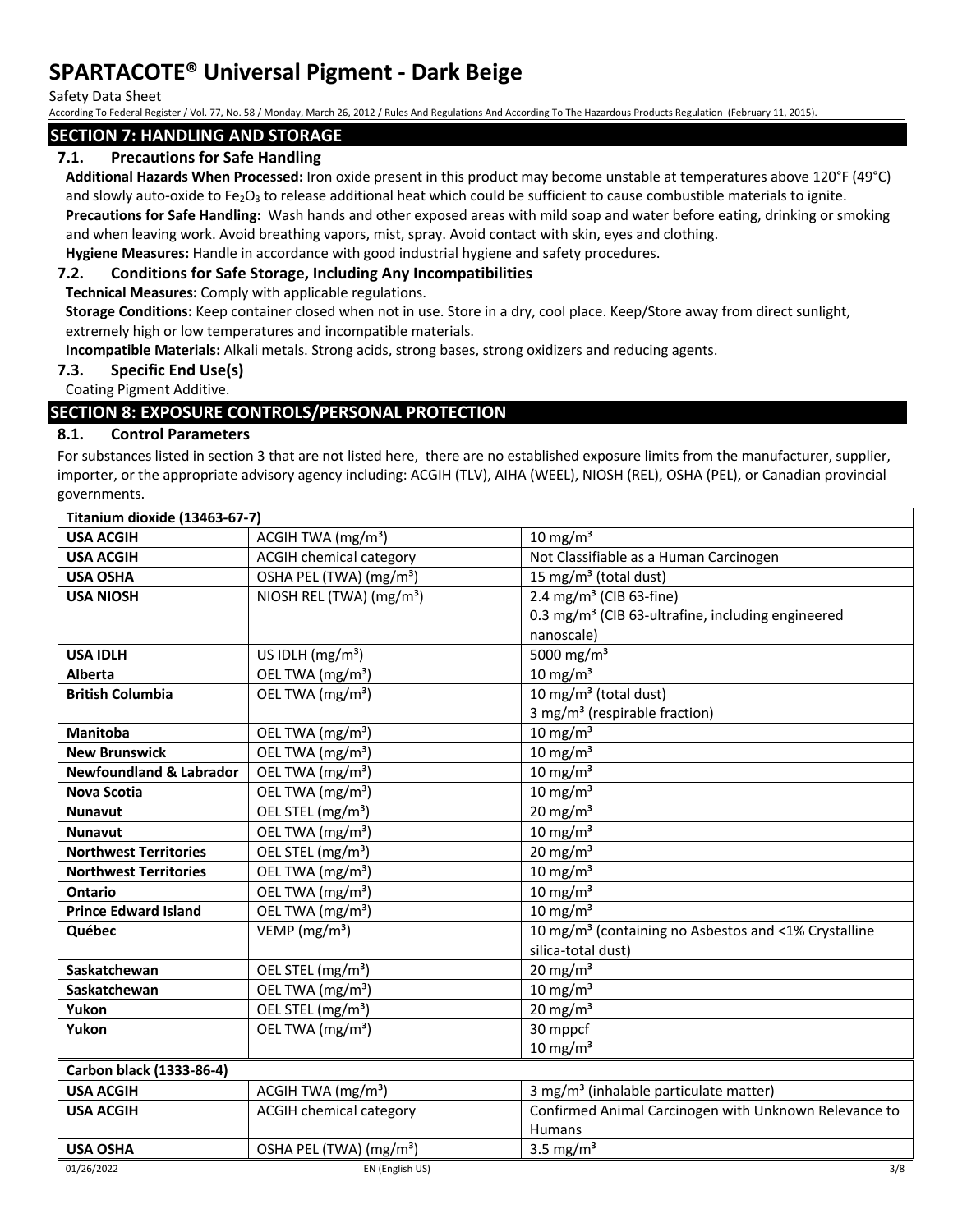## SECTION 7: HANDLING AND STORAGE

### 7.1. Precautions for Safe Handling

**Additional Hazards When Processed:** Iron oxide present in this product may become unstable at temperatures above 120°F (49°C) and slowly auto-oxide to $Fe_2O_3$ to release additional heat which could be sufficient to cause combustible materials to ignite.

**Precautions for Safe Handling:** Wash hands and other exposed areas with mild soap and water before eating, drinking or smoking and when leaving work. Avoid breathing vapors, mist, spray. Avoid contact with skin, eyes and clothing.

**Hygiene Measures:** Handle in accordance with good industrial hygiene and safety procedures.

### 7.2. Conditions for Safe Storage, Including Any Incompatibilities

**Technical Measures:** Comply with applicable regulations.

**Storage Conditions:** Keep container closed when not in use. Store in a dry, cool place. Keep/Store away from direct sunlight, extremely high or low temperatures and incompatible materials.

**Incompatible Materials:** Alkali metals. Strong acids, strong bases, strong oxidizers and reducing agents.

### 7.3. Specific End Use(s)

Coating Pigment Additive.

## SECTION 8: EXPOSURE CONTROLS/PERSONAL PROTECTION

### 8.1. Control Parameters

For substances listed in section 3 that are not listed here, there are no established exposure limits from the manufacturer, supplier, importer, or the appropriate advisory agency including: ACGIH (TLV), AIHA (WEEL), NIOSH (REL), OSHA (PEL), or Canadian provincial governments.

| **Titanium dioxide (13463-67-7)** | | |
|---|---|---|
| **USA ACGIH** | ACGIH TWA (mg/m³) | 10 mg/m³ |
| **USA ACGIH** | ACGIH chemical category | Not Classifiable as a Human Carcinogen |
| **USA OSHA** | OSHA PEL (TWA) (mg/m³) | 15 mg/m³ (total dust) |
| **USA NIOSH** | NIOSH REL (TWA) (mg/m³) | 2.4 mg/m³ (CIB 63-fine)<br>0.3 mg/m³ (CIB 63-ultrafine, including engineered nanoscale) |
| **USA IDLH** | US IDLH (mg/m³) | 5000 mg/m³ |
| **Alberta** | OEL TWA (mg/m³) | 10 mg/m³ |
| **British Columbia** | OEL TWA (mg/m³) | 10 mg/m³ (total dust)<br>3 mg/m³ (respirable fraction) |
| **Manitoba** | OEL TWA (mg/m³) | 10 mg/m³ |
| **New Brunswick** | OEL TWA (mg/m³) | 10 mg/m³ |
| **Newfoundland & Labrador** | OEL TWA (mg/m³) | 10 mg/m³ |
| **Nova Scotia** | OEL TWA (mg/m³) | 10 mg/m³ |
| **Nunavut** | OEL STEL (mg/m³) | 20 mg/m³ |
| **Nunavut** | OEL TWA (mg/m³) | 10 mg/m³ |
| **Northwest Territories** | OEL STEL (mg/m³) | 20 mg/m³ |
| **Northwest Territories** | OEL TWA (mg/m³) | 10 mg/m³ |
| **Ontario** | OEL TWA (mg/m³) | 10 mg/m³ |
| **Prince Edward Island** | OEL TWA (mg/m³) | 10 mg/m³ |
| **Québec** | VEMP (mg/m³) | 10 mg/m³ (containing no Asbestos and <1% Crystalline silica-total dust) |
| **Saskatchewan** | OEL STEL (mg/m³) | 20 mg/m³ |
| **Saskatchewan** | OEL TWA (mg/m³) | 10 mg/m³ |
| **Yukon** | OEL STEL (mg/m³) | 20 mg/m³ |
| **Yukon** | OEL TWA (mg/m³) | 30 mppcf<br>10 mg/m³ |

| **Carbon black (1333-86-4)** | | |
|---|---|---|
| **USA ACGIH** | ACGIH TWA (mg/m³) | 3 mg/m³ (inhalable particulate matter) |
| **USA ACGIH** | ACGIH chemical category | Confirmed Animal Carcinogen with Unknown Relevance to Humans |
| **USA OSHA** | OSHA PEL (TWA) (mg/m³) | 3.5 mg/m³ |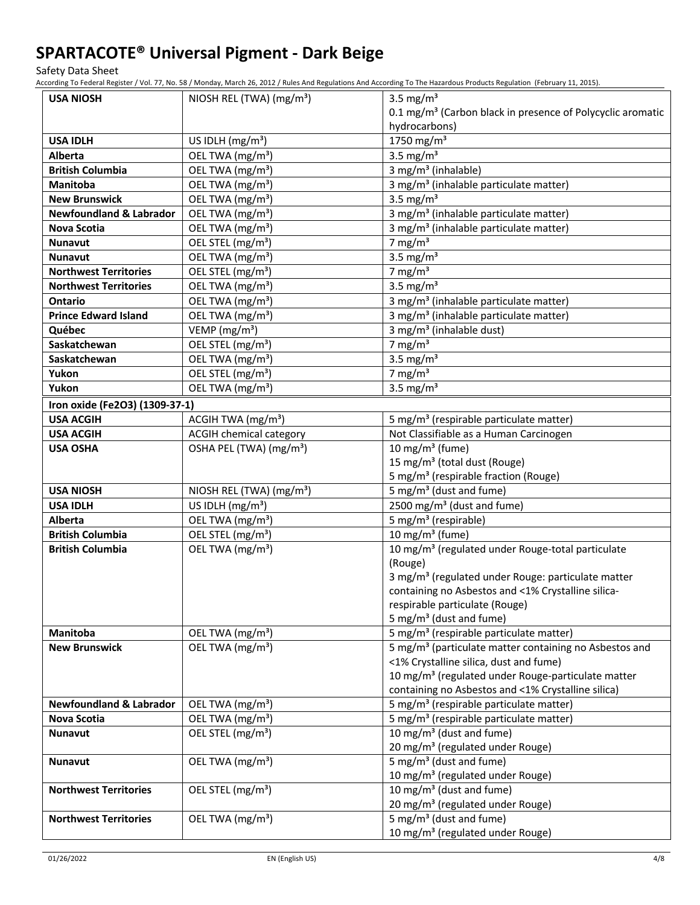# SPARTACOTE® Universal Pigment - Dark Beige

Safety Data Sheet

According To Federal Register / Vol. 77, No. 58 / Monday, March 26, 2012 / Rules And Regulations And According To The Hazardous Products Regulation (February 11, 2015).

| | | |
|---|---|---|
| **USA NIOSH** | NIOSH REL (TWA) (mg/m³) | 3.5 mg/m³<br>0.1 mg/m³ (Carbon black in presence of Polycyclic aromatic hydrocarbons) |
| **USA IDLH** | US IDLH (mg/m³) | 1750 mg/m³ |
| **Alberta** | OEL TWA (mg/m³) | 3.5 mg/m³ |
| **British Columbia** | OEL TWA (mg/m³) | 3 mg/m³ (inhalable) |
| **Manitoba** | OEL TWA (mg/m³) | 3 mg/m³ (inhalable particulate matter) |
| **New Brunswick** | OEL TWA (mg/m³) | 3.5 mg/m³ |
| **Newfoundland & Labrador** | OEL TWA (mg/m³) | 3 mg/m³ (inhalable particulate matter) |
| **Nova Scotia** | OEL TWA (mg/m³) | 3 mg/m³ (inhalable particulate matter) |
| **Nunavut** | OEL STEL (mg/m³) | 7 mg/m³ |
| **Nunavut** | OEL TWA (mg/m³) | 3.5 mg/m³ |
| **Northwest Territories** | OEL STEL (mg/m³) | 7 mg/m³ |
| **Northwest Territories** | OEL TWA (mg/m³) | 3.5 mg/m³ |
| **Ontario** | OEL TWA (mg/m³) | 3 mg/m³ (inhalable particulate matter) |
| **Prince Edward Island** | OEL TWA (mg/m³) | 3 mg/m³ (inhalable particulate matter) |
| **Québec** | VEMP (mg/m³) | 3 mg/m³ (inhalable dust) |
| **Saskatchewan** | OEL STEL (mg/m³) | 7 mg/m³ |
| **Saskatchewan** | OEL TWA (mg/m³) | 3.5 mg/m³ |
| **Yukon** | OEL STEL (mg/m³) | 7 mg/m³ |
| **Yukon** | OEL TWA (mg/m³) | 3.5 mg/m³ |
| **Iron oxide (Fe2O3) (1309-37-1)** | | |
| **USA ACGIH** | ACGIH TWA (mg/m³) | 5 mg/m³ (respirable particulate matter) |
| **USA ACGIH** | ACGIH chemical category | Not Classifiable as a Human Carcinogen |
| **USA OSHA** | OSHA PEL (TWA) (mg/m³) | 10 mg/m³ (fume)<br>15 mg/m³ (total dust (Rouge)<br>5 mg/m³ (respirable fraction (Rouge) |
| **USA NIOSH** | NIOSH REL (TWA) (mg/m³) | 5 mg/m³ (dust and fume) |
| **USA IDLH** | US IDLH (mg/m³) | 2500 mg/m³ (dust and fume) |
| **Alberta** | OEL TWA (mg/m³) | 5 mg/m³ (respirable) |
| **British Columbia** | OEL STEL (mg/m³) | 10 mg/m³ (fume) |
| **British Columbia** | OEL TWA (mg/m³) | 10 mg/m³ (regulated under Rouge-total particulate (Rouge)<br>3 mg/m³ (regulated under Rouge: particulate matter containing no Asbestos and <1% Crystalline silica-respirable particulate (Rouge)<br>5 mg/m³ (dust and fume) |
| **Manitoba** | OEL TWA (mg/m³) | 5 mg/m³ (respirable particulate matter) |
| **New Brunswick** | OEL TWA (mg/m³) | 5 mg/m³ (particulate matter containing no Asbestos and <1% Crystalline silica, dust and fume)<br>10 mg/m³ (regulated under Rouge-particulate matter containing no Asbestos and <1% Crystalline silica) |
| **Newfoundland & Labrador** | OEL TWA (mg/m³) | 5 mg/m³ (respirable particulate matter) |
| **Nova Scotia** | OEL TWA (mg/m³) | 5 mg/m³ (respirable particulate matter) |
| **Nunavut** | OEL STEL (mg/m³) | 10 mg/m³ (dust and fume)<br>20 mg/m³ (regulated under Rouge) |
| **Nunavut** | OEL TWA (mg/m³) | 5 mg/m³ (dust and fume)<br>10 mg/m³ (regulated under Rouge) |
| **Northwest Territories** | OEL STEL (mg/m³) | 10 mg/m³ (dust and fume)<br>20 mg/m³ (regulated under Rouge) |
| **Northwest Territories** | OEL TWA (mg/m³) | 5 mg/m³ (dust and fume)<br>10 mg/m³ (regulated under Rouge) |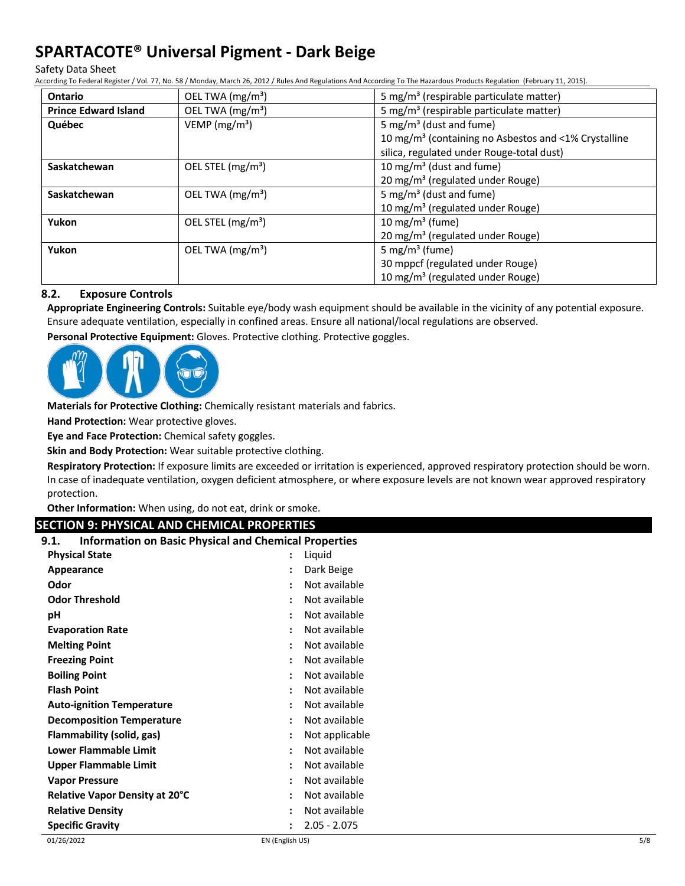| Ontario | OEL TWA (mg/m³) | 5 mg/m³ (respirable particulate matter) |
|---|---|---|
| Prince Edward Island | OEL TWA (mg/m³) | 5 mg/m³ (respirable particulate matter) |
| Québec | VEMP (mg/m³) | 5 mg/m³ (dust and fume)<br>10 mg/m³ (containing no Asbestos and <1% Crystalline silica, regulated under Rouge-total dust) |
| Saskatchewan | OEL STEL (mg/m³) | 10 mg/m³ (dust and fume)<br>20 mg/m³ (regulated under Rouge) |
| Saskatchewan | OEL TWA (mg/m³) | 5 mg/m³ (dust and fume)<br>10 mg/m³ (regulated under Rouge) |
| Yukon | OEL STEL (mg/m³) | 10 mg/m³ (fume)<br>20 mg/m³ (regulated under Rouge) |
| Yukon | OEL TWA (mg/m³) | 5 mg/m³ (fume)<br>30 mppcf (regulated under Rouge)<br>10 mg/m³ (regulated under Rouge) |

### 8.2. Exposure Controls

**Appropriate Engineering Controls:** Suitable eye/body wash equipment should be available in the vicinity of any potential exposure. Ensure adequate ventilation, especially in confined areas. Ensure all national/local regulations are observed.

**Personal Protective Equipment:** Gloves. Protective clothing. Protective goggles.

**Materials for Protective Clothing:** Chemically resistant materials and fabrics.

**Hand Protection:** Wear protective gloves.

**Eye and Face Protection:** Chemical safety goggles.

**Skin and Body Protection:** Wear suitable protective clothing.

**Respiratory Protection:** If exposure limits are exceeded or irritation is experienced, approved respiratory protection should be worn. In case of inadequate ventilation, oxygen deficient atmosphere, or where exposure levels are not known wear approved respiratory protection.

**Other Information:** When using, do not eat, drink or smoke.

## SECTION 9: PHYSICAL AND CHEMICAL PROPERTIES

### 9.1. Information on Basic Physical and Chemical Properties

| Property | | Value |
|---|---|---|
| **Physical State** | : | Liquid |
| **Appearance** | : | Dark Beige |
| **Odor** | : | Not available |
| **Odor Threshold** | : | Not available |
| **pH** | : | Not available |
| **Evaporation Rate** | : | Not available |
| **Melting Point** | : | Not available |
| **Freezing Point** | : | Not available |
| **Boiling Point** | : | Not available |
| **Flash Point** | : | Not available |
| **Auto-ignition Temperature** | : | Not available |
| **Decomposition Temperature** | : | Not available |
| **Flammability (solid, gas)** | : | Not applicable |
| **Lower Flammable Limit** | : | Not available |
| **Upper Flammable Limit** | : | Not available |
| **Vapor Pressure** | : | Not available |
| **Relative Vapor Density at 20°C** | : | Not available |
| **Relative Density** | : | Not available |
| **Specific Gravity** | : | 2.05 - 2.075 |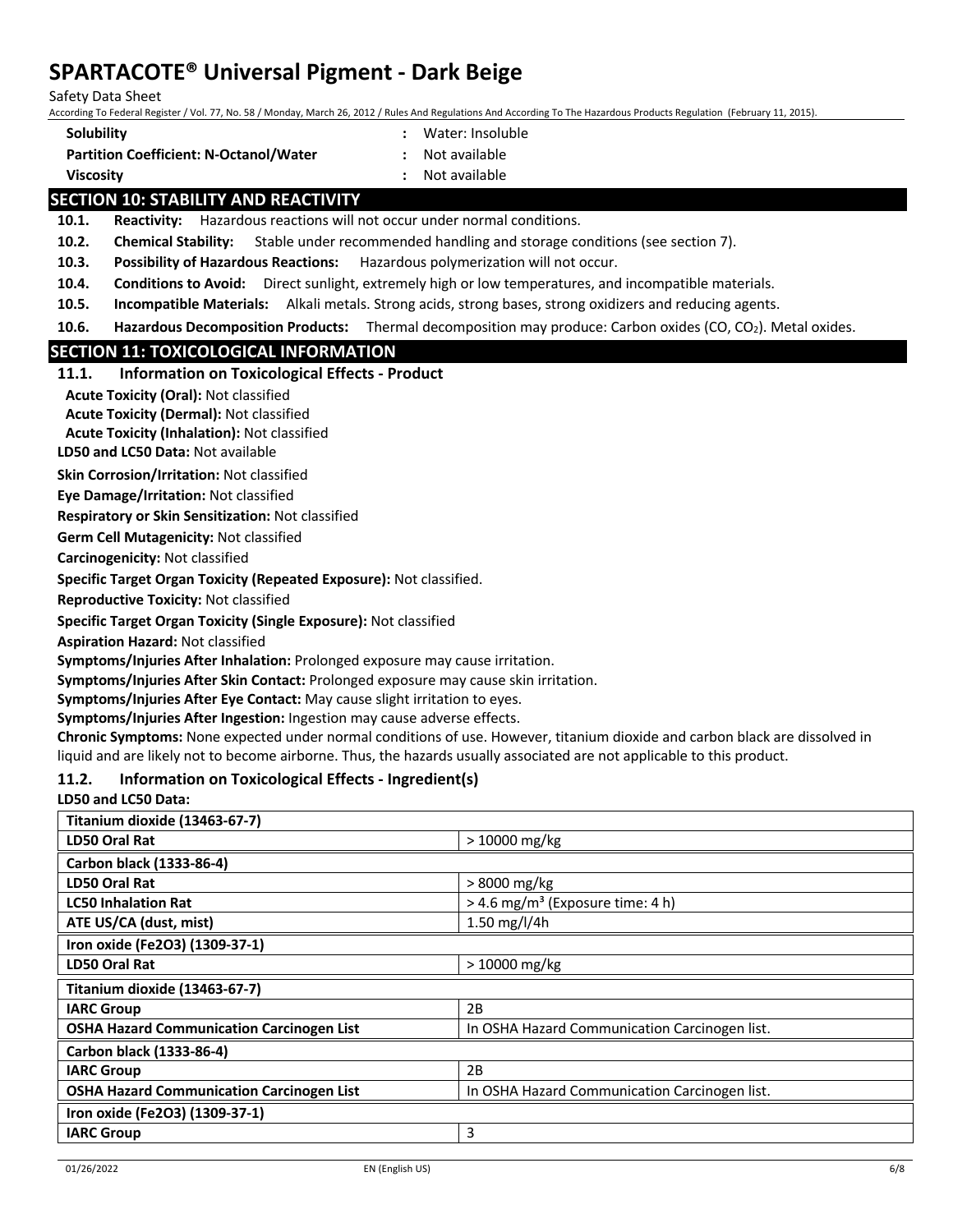| | | |
|---|---|---|
| **Solubility** | : | Water: Insoluble |
| **Partition Coefficient: N-Octanol/Water** | : | Not available |
| **Viscosity** | : | Not available |

## SECTION 10: STABILITY AND REACTIVITY

**10.1. Reactivity:** Hazardous reactions will not occur under normal conditions.

**10.2. Chemical Stability:** Stable under recommended handling and storage conditions (see section 7).

**10.3. Possibility of Hazardous Reactions:** Hazardous polymerization will not occur.

**10.4. Conditions to Avoid:** Direct sunlight, extremely high or low temperatures, and incompatible materials.

**10.5. Incompatible Materials:** Alkali metals. Strong acids, strong bases, strong oxidizers and reducing agents.

**10.6. Hazardous Decomposition Products:** Thermal decomposition may produce: Carbon oxides (CO, $CO_2$). Metal oxides.

## SECTION 11: TOXICOLOGICAL INFORMATION

### 11.1. Information on Toxicological Effects - Product

**Acute Toxicity (Oral):** Not classified

**Acute Toxicity (Dermal):** Not classified

**Acute Toxicity (Inhalation):** Not classified

**LD50 and LC50 Data:** Not available

**Skin Corrosion/Irritation:** Not classified

**Eye Damage/Irritation:** Not classified

**Respiratory or Skin Sensitization:** Not classified

**Germ Cell Mutagenicity:** Not classified

**Carcinogenicity:** Not classified

**Specific Target Organ Toxicity (Repeated Exposure):** Not classified.

**Reproductive Toxicity:** Not classified

**Specific Target Organ Toxicity (Single Exposure):** Not classified

**Aspiration Hazard:** Not classified

**Symptoms/Injuries After Inhalation:** Prolonged exposure may cause irritation.

**Symptoms/Injuries After Skin Contact:** Prolonged exposure may cause skin irritation.

**Symptoms/Injuries After Eye Contact:** May cause slight irritation to eyes.

**Symptoms/Injuries After Ingestion:** Ingestion may cause adverse effects.

**Chronic Symptoms:** None expected under normal conditions of use. However, titanium dioxide and carbon black are dissolved in liquid and are likely not to become airborne. Thus, the hazards usually associated are not applicable to this product.

### 11.2. Information on Toxicological Effects - Ingredient(s)

**LD50 and LC50 Data:**

| **Titanium dioxide (13463-67-7)** | |
|---|---|
| **LD50 Oral Rat** | > 10000 mg/kg |
| **Carbon black (1333-86-4)** | |
| **LD50 Oral Rat** | > 8000 mg/kg |
| **LC50 Inhalation Rat** | > 4.6 mg/m³ (Exposure time: 4 h) |
| **ATE US/CA (dust, mist)** | 1.50 mg/l/4h |
| **Iron oxide (Fe2O3) (1309-37-1)** | |
| **LD50 Oral Rat** | > 10000 mg/kg |

| **Titanium dioxide (13463-67-7)** | |
|---|---|
| **IARC Group** | 2B |
| **OSHA Hazard Communication Carcinogen List** | In OSHA Hazard Communication Carcinogen list. |
| **Carbon black (1333-86-4)** | |
| **IARC Group** | 2B |
| **OSHA Hazard Communication Carcinogen List** | In OSHA Hazard Communication Carcinogen list. |
| **Iron oxide (Fe2O3) (1309-37-1)** | |
| **IARC Group** | 3 |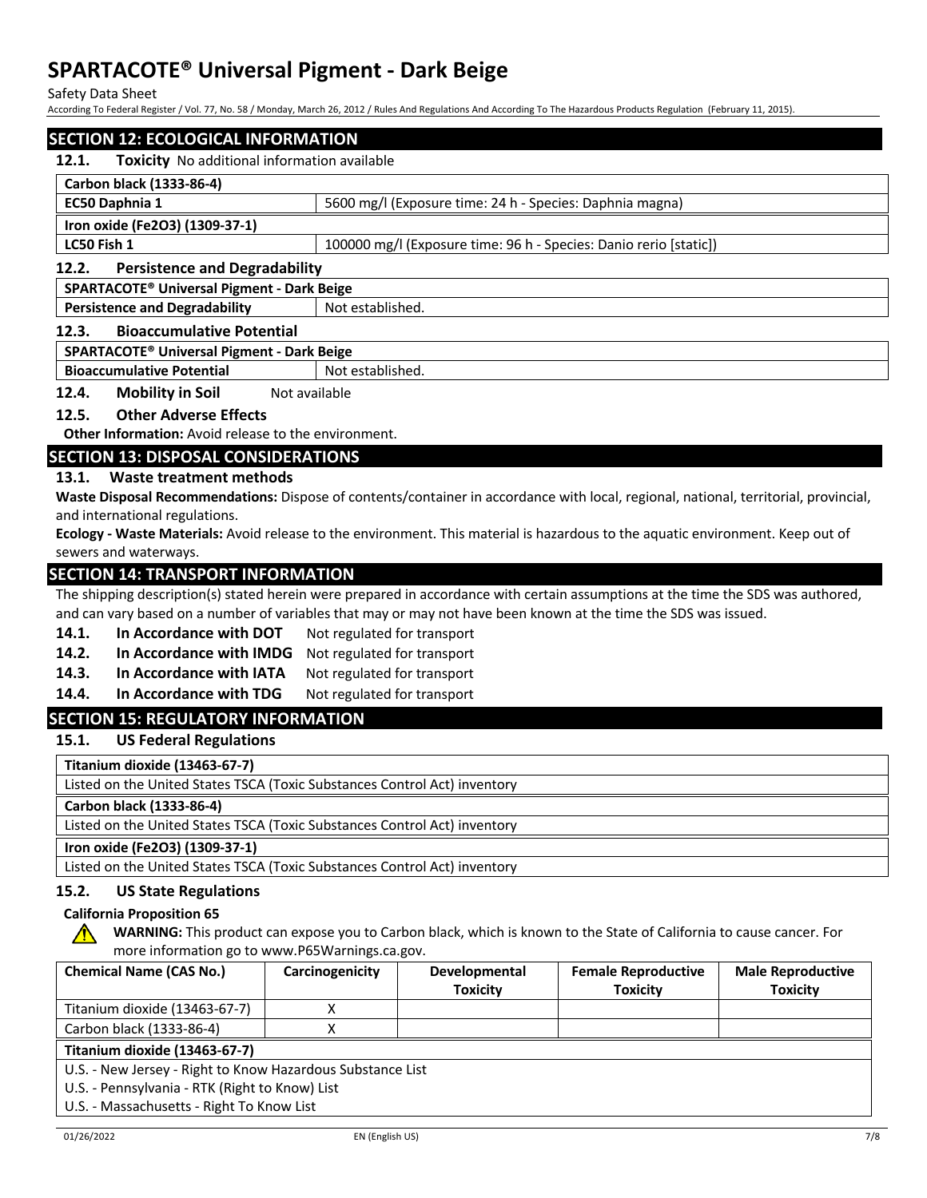## SECTION 12: ECOLOGICAL INFORMATION

**12.1. Toxicity** No additional information available

| **Carbon black (1333-86-4)** | |
|---|---|
| **EC50 Daphnia 1** | 5600 mg/l (Exposure time: 24 h - Species: Daphnia magna) |
| **Iron oxide ($Fe_2O_3$) (1309-37-1)** | |
| **LC50 Fish 1** | 100000 mg/l (Exposure time: 96 h - Species: Danio rerio [static]) |

**12.2. Persistence and Degradability**

| **SPARTACOTE® Universal Pigment - Dark Beige** | |
|---|---|
| **Persistence and Degradability** | Not established. |

**12.3. Bioaccumulative Potential**

| **SPARTACOTE® Universal Pigment - Dark Beige** | |
|---|---|
| **Bioaccumulative Potential** | Not established. |

**12.4. Mobility in Soil** Not available

**12.5. Other Adverse Effects**

**Other Information:** Avoid release to the environment.

## SECTION 13: DISPOSAL CONSIDERATIONS

**13.1. Waste treatment methods**

**Waste Disposal Recommendations:** Dispose of contents/container in accordance with local, regional, national, territorial, provincial, and international regulations.

**Ecology - Waste Materials:** Avoid release to the environment. This material is hazardous to the aquatic environment. Keep out of sewers and waterways.

## SECTION 14: TRANSPORT INFORMATION

The shipping description(s) stated herein were prepared in accordance with certain assumptions at the time the SDS was authored, and can vary based on a number of variables that may or may not have been known at the time the SDS was issued.

**14.1. In Accordance with DOT** Not regulated for transport

**14.2. In Accordance with IMDG** Not regulated for transport

**14.3. In Accordance with IATA** Not regulated for transport

**14.4. In Accordance with TDG** Not regulated for transport

## SECTION 15: REGULATORY INFORMATION

**15.1. US Federal Regulations**

| **Titanium dioxide (13463-67-7)** |
|---|
| Listed on the United States TSCA (Toxic Substances Control Act) inventory |
| **Carbon black (1333-86-4)** |
| Listed on the United States TSCA (Toxic Substances Control Act) inventory |
| **Iron oxide ($Fe_2O_3$) (1309-37-1)** |
| Listed on the United States TSCA (Toxic Substances Control Act) inventory |

**15.2. US State Regulations**

**California Proposition 65**

**WARNING:** This product can expose you to Carbon black, which is known to the State of California to cause cancer. For more information go to www.P65Warnings.ca.gov.

| Chemical Name (CAS No.) | Carcinogenicity | Developmental Toxicity | Female Reproductive Toxicity | Male Reproductive Toxicity |
|---|---|---|---|---|
| Titanium dioxide (13463-67-7) | X | | | |
| Carbon black (1333-86-4) | X | | | |

| **Titanium dioxide (13463-67-7)** |
|---|
| U.S. - New Jersey - Right to Know Hazardous Substance List |
| U.S. - Pennsylvania - RTK (Right to Know) List |
| U.S. - Massachusetts - Right To Know List |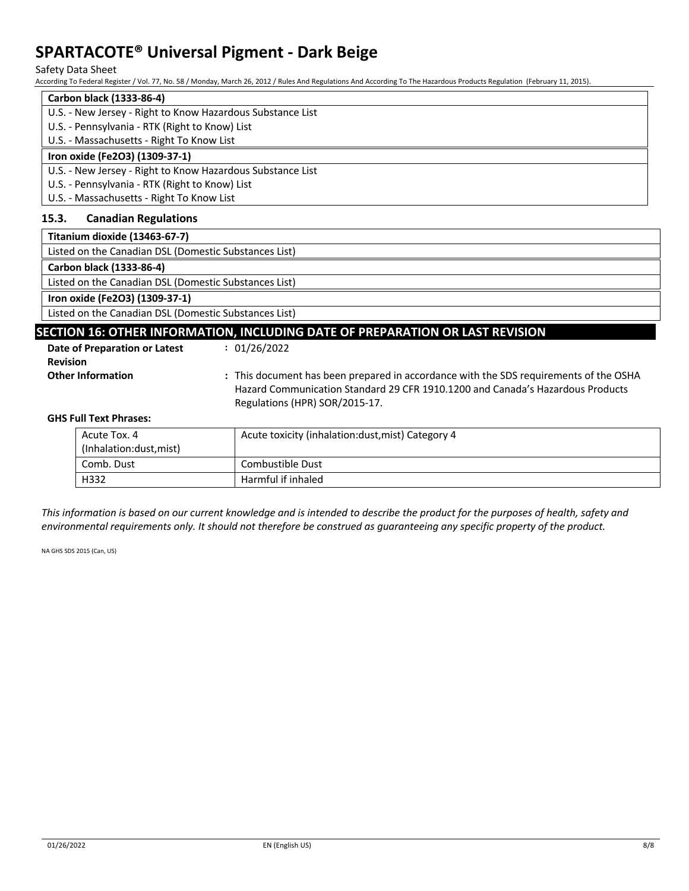| Carbon black (1333-86-4) |
| --- |
| U.S. - New Jersey - Right to Know Hazardous Substance List |
| U.S. - Pennsylvania - RTK (Right to Know) List |
| U.S. - Massachusetts - Right To Know List |

| Iron oxide (Fe2O3) (1309-37-1) |
| --- |
| U.S. - New Jersey - Right to Know Hazardous Substance List |
| U.S. - Pennsylvania - RTK (Right to Know) List |
| U.S. - Massachusetts - Right To Know List |

### 15.3. Canadian Regulations

| Titanium dioxide (13463-67-7) |
| --- |
| Listed on the Canadian DSL (Domestic Substances List) |

| Carbon black (1333-86-4) |
| --- |
| Listed on the Canadian DSL (Domestic Substances List) |

| Iron oxide (Fe2O3) (1309-37-1) |
| --- |
| Listed on the Canadian DSL (Domestic Substances List) |

## SECTION 16: OTHER INFORMATION, INCLUDING DATE OF PREPARATION OR LAST REVISION

**Date of Preparation or Latest Revision** : 01/26/2022

**Other Information** : This document has been prepared in accordance with the SDS requirements of the OSHA Hazard Communication Standard 29 CFR 1910.1200 and Canada's Hazardous Products Regulations (HPR) SOR/2015-17.

**GHS Full Text Phrases:**

| | |
| --- | --- |
| Acute Tox. 4 (Inhalation:dust,mist) | Acute toxicity (inhalation:dust,mist) Category 4 |
| Comb. Dust | Combustible Dust |
| H332 | Harmful if inhaled |

*This information is based on our current knowledge and is intended to describe the product for the purposes of health, safety and environmental requirements only. It should not therefore be construed as guaranteeing any specific property of the product.*

NA GHS SDS 2015 (Can, US)